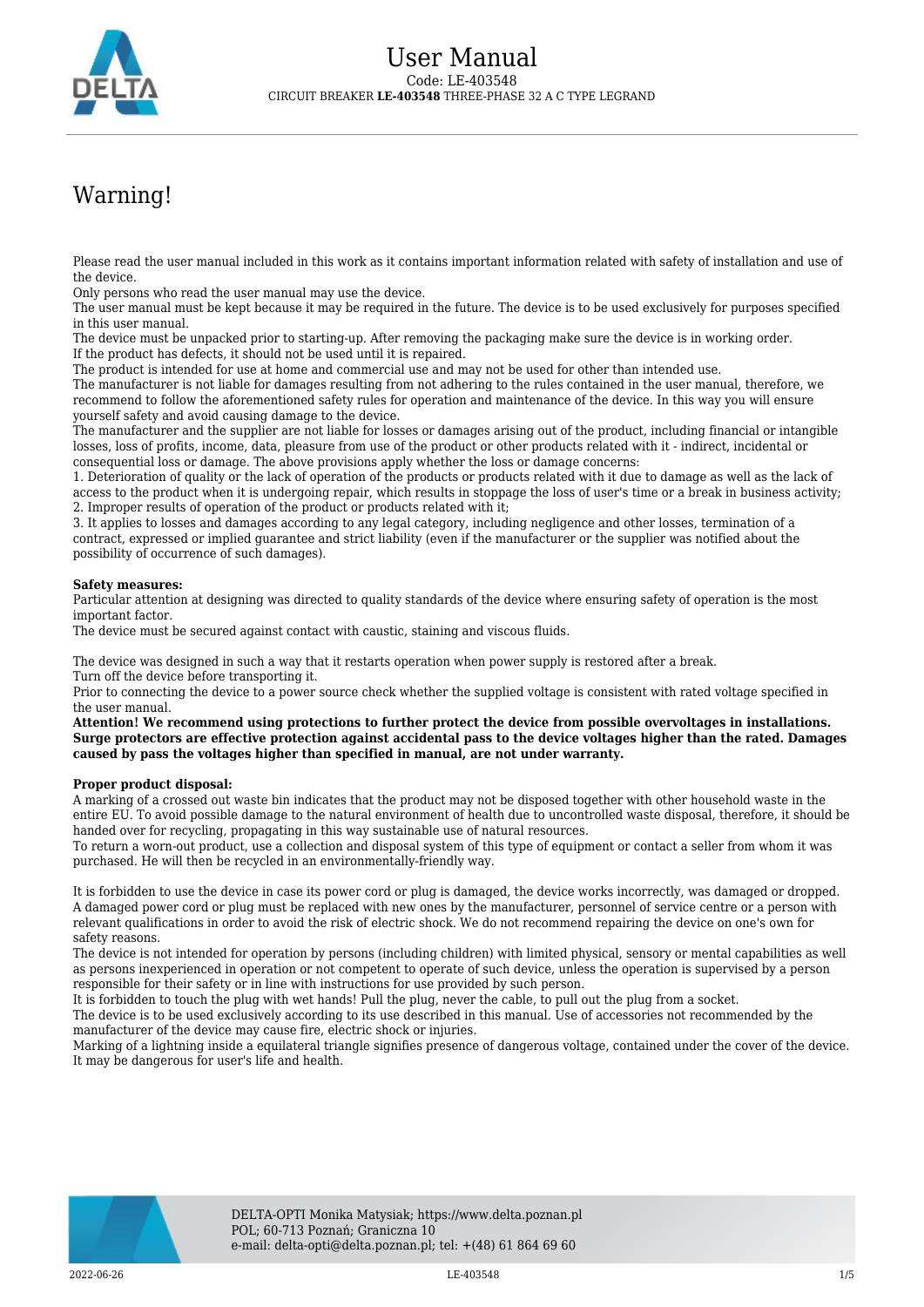# User Manual

Code: LE-403548

CIRCUIT BREAKER **LE-403548** THREE-PHASE 32 A C TYPE LEGRAND

## Warning!

Please read the user manual included in this work as it contains important information related with safety of installation and use of the device.
Only persons who read the user manual may use the device.
The user manual must be kept because it may be required in the future. The device is to be used exclusively for purposes specified in this user manual.
The device must be unpacked prior to starting-up. After removing the packaging make sure the device is in working order. If the product has defects, it should not be used until it is repaired.
The product is intended for use at home and commercial use and may not be used for other than intended use.
The manufacturer is not liable for damages resulting from not adhering to the rules contained in the user manual, therefore, we recommend to follow the aforementioned safety rules for operation and maintenance of the device. In this way you will ensure yourself safety and avoid causing damage to the device.
The manufacturer and the supplier are not liable for losses or damages arising out of the product, including financial or intangible losses, loss of profits, income, data, pleasure from use of the product or other products related with it - indirect, incidental or consequential loss or damage. The above provisions apply whether the loss or damage concerns:
1. Deterioration of quality or the lack of operation of the products or products related with it due to damage as well as the lack of access to the product when it is undergoing repair, which results in stoppage the loss of user's time or a break in business activity;
2. Improper results of operation of the product or products related with it;
3. It applies to losses and damages according to any legal category, including negligence and other losses, termination of a contract, expressed or implied guarantee and strict liability (even if the manufacturer or the supplier was notified about the possibility of occurrence of such damages).

**Safety measures:**
Particular attention at designing was directed to quality standards of the device where ensuring safety of operation is the most important factor.
The device must be secured against contact with caustic, staining and viscous fluids.

The device was designed in such a way that it restarts operation when power supply is restored after a break.
Turn off the device before transporting it.
Prior to connecting the device to a power source check whether the supplied voltage is consistent with rated voltage specified in the user manual.
**Attention! We recommend using protections to further protect the device from possible overvoltages in installations. Surge protectors are effective protection against accidental pass to the device voltages higher than the rated. Damages caused by pass the voltages higher than specified in manual, are not under warranty.**

**Proper product disposal:**
A marking of a crossed out waste bin indicates that the product may not be disposed together with other household waste in the entire EU. To avoid possible damage to the natural environment of health due to uncontrolled waste disposal, therefore, it should be handed over for recycling, propagating in this way sustainable use of natural resources.
To return a worn-out product, use a collection and disposal system of this type of equipment or contact a seller from whom it was purchased. He will then be recycled in an environmentally-friendly way.

It is forbidden to use the device in case its power cord or plug is damaged, the device works incorrectly, was damaged or dropped. A damaged power cord or plug must be replaced with new ones by the manufacturer, personnel of service centre or a person with relevant qualifications in order to avoid the risk of electric shock. We do not recommend repairing the device on one's own for safety reasons.
The device is not intended for operation by persons (including children) with limited physical, sensory or mental capabilities as well as persons inexperienced in operation or not competent to operate of such device, unless the operation is supervised by a person responsible for their safety or in line with instructions for use provided by such person.
It is forbidden to touch the plug with wet hands! Pull the plug, never the cable, to pull out the plug from a socket.
The device is to be used exclusively according to its use described in this manual. Use of accessories not recommended by the manufacturer of the device may cause fire, electric shock or injuries.
Marking of a lightning inside a equilateral triangle signifies presence of dangerous voltage, contained under the cover of the device. It may be dangerous for user's life and health.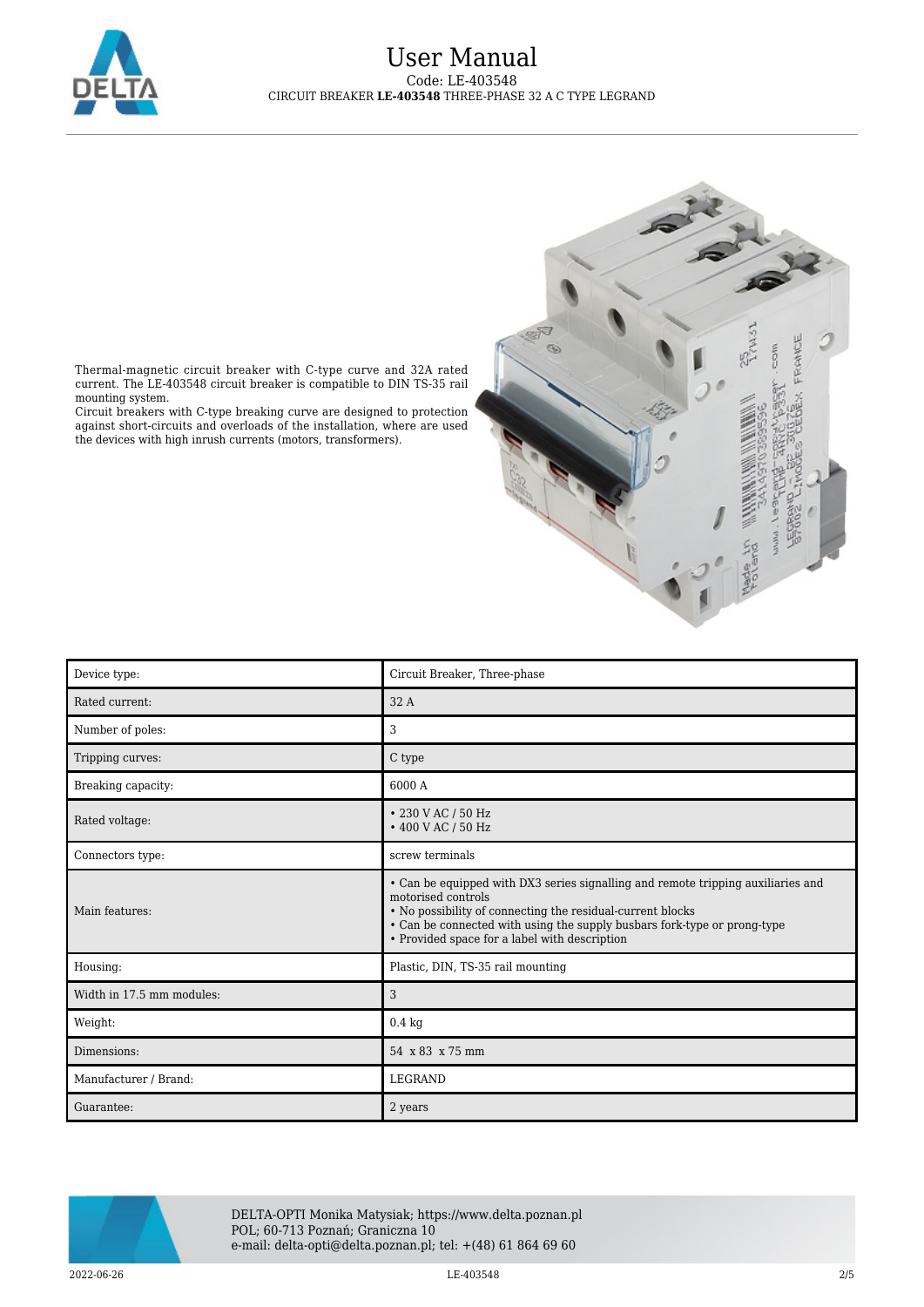# User Manual

Code: LE-403548

CIRCUIT BREAKER **LE-403548** THREE-PHASE 32 A C TYPE LEGRAND

Thermal-magnetic circuit breaker with C-type curve and 32A rated current. The LE-403548 circuit breaker is compatible to DIN TS-35 rail mounting system.
Circuit breakers with C-type breaking curve are designed to protection against short-circuits and overloads of the installation, where are used the devices with high inrush currents (motors, transformers).

| Device type: | Circuit Breaker, Three-phase |
|---|---|
| Rated current: | 32 A |
| Number of poles: | 3 |
| Tripping curves: | C type |
| Breaking capacity: | 6000 A |
| Rated voltage: | • 230 V AC / 50 Hz<br>• 400 V AC / 50 Hz |
| Connectors type: | screw terminals |
| Main features: | • Can be equipped with DX3 series signalling and remote tripping auxiliaries and motorised controls<br>• No possibility of connecting the residual-current blocks<br>• Can be connected with using the supply busbars fork-type or prong-type<br>• Provided space for a label with description |
| Housing: | Plastic, DIN, TS-35 rail mounting |
| Width in 17.5 mm modules: | 3 |
| Weight: | 0.4 kg |
| Dimensions: | 54 x 83 x 75 mm |
| Manufacturer / Brand: | LEGRAND |
| Guarantee: | 2 years |

DELTA-OPTI Monika Matysiak; https://www.delta.poznan.pl
POL; 60-713 Poznań; Graniczna 10
e-mail: delta-opti@delta.poznan.pl; tel: +(48) 61 864 69 60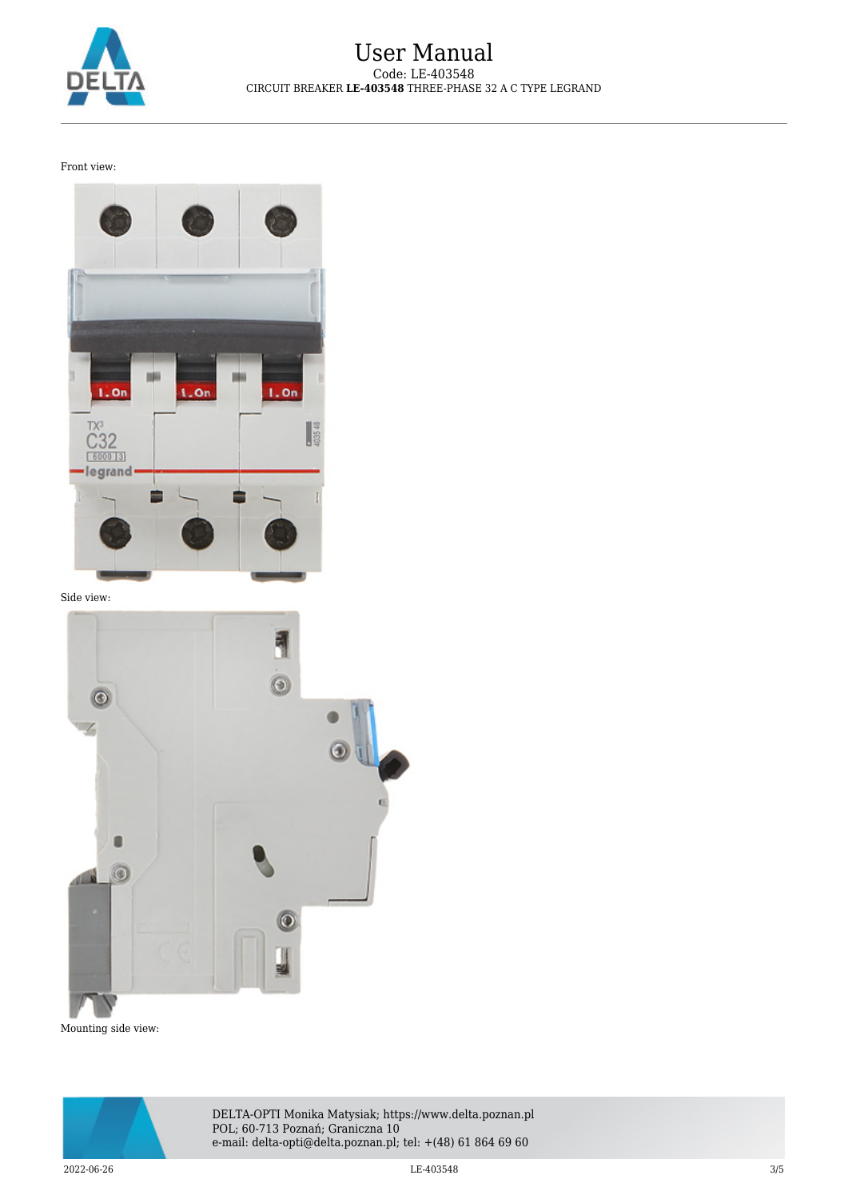Front view:

Side view:

Mounting side view: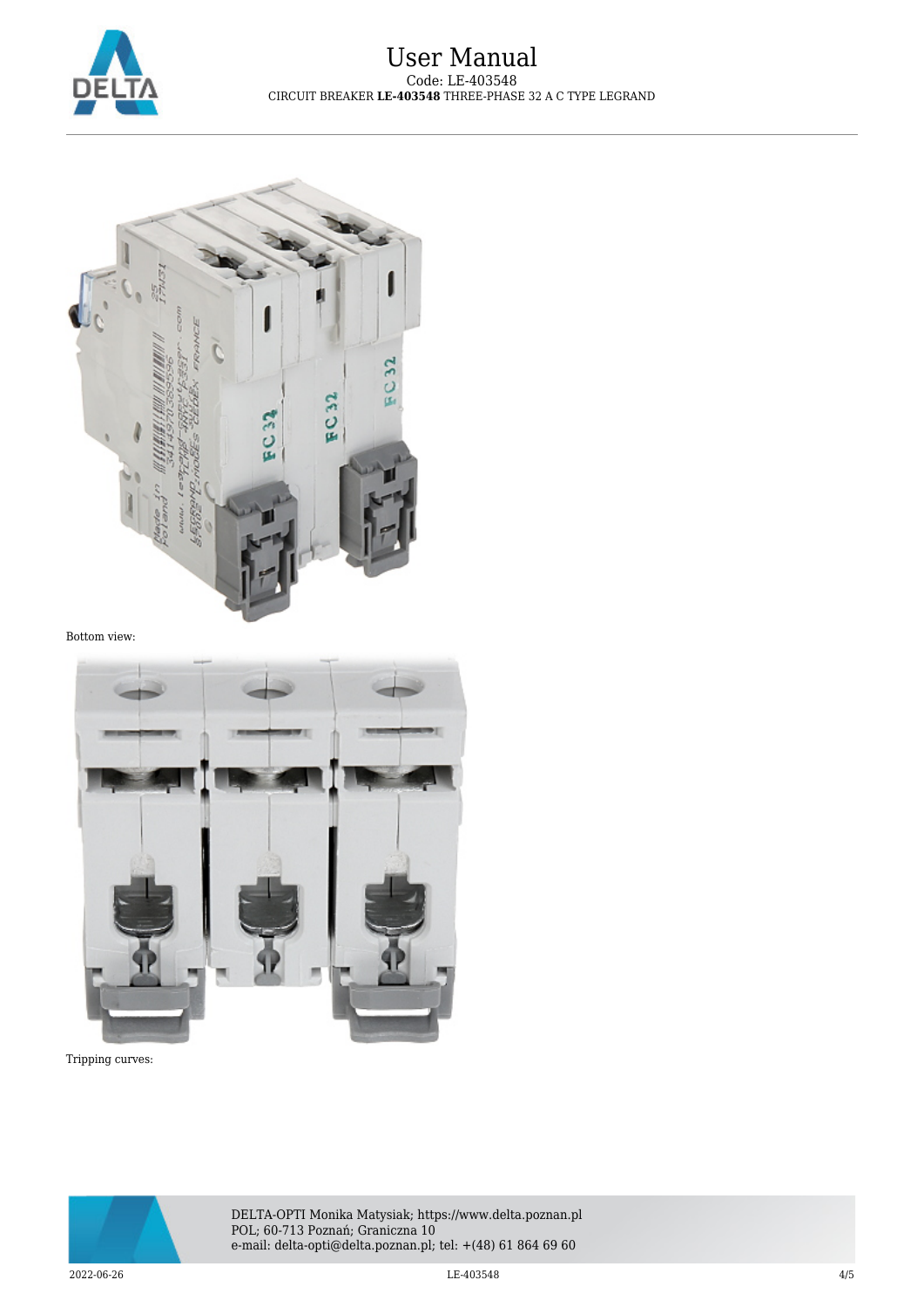Bottom view:

Tripping curves: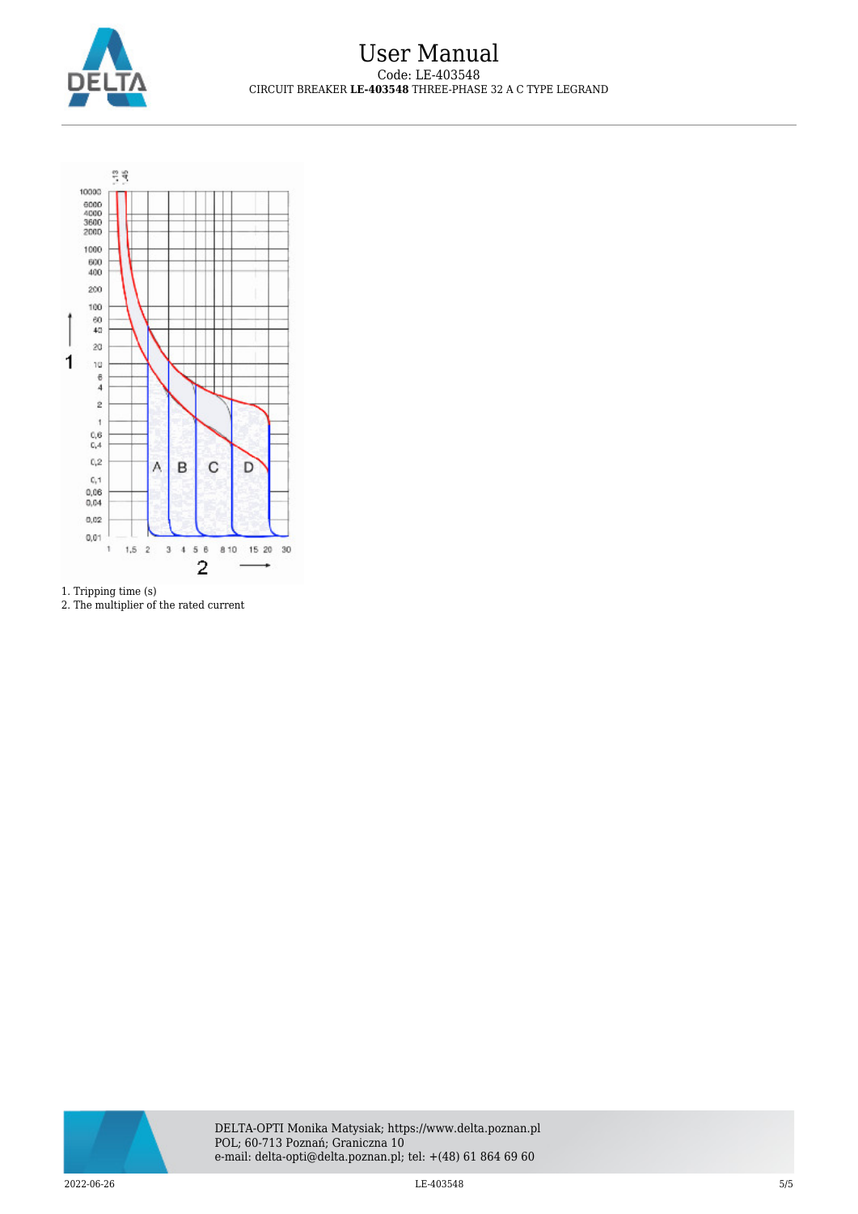10000
6000
4000
3600
2000
1000
600
400
200
100
60
40
20
10
6
4
2
1
0,6
0,4
0,2
0,1
0,06
0,04
0,02
0,01

1,13
1,45

A B C D

1 1,5 2 3 4 5 6 8 10 15 20 30

1

2

1. Tripping time (s)
2. The multiplier of the rated current